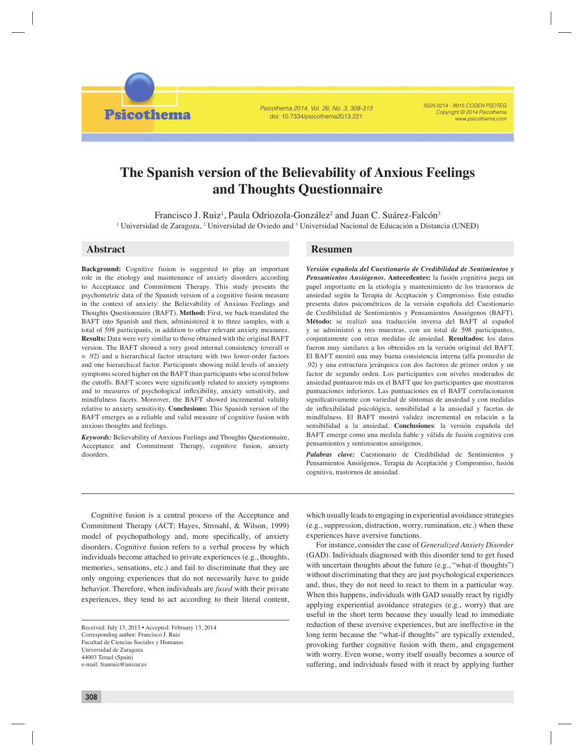# The Spanish version of the Believability of Anxious Feelings and Thoughts Questionnaire

Francisco J. Ruiz[1], Paula Odriozola-González[2] and Juan C. Suárez-Falcón[3]

[1] Universidad de Zaragoza, [2] Universidad de Oviedo and [3] Universidad Nacional de Educación a Distancia (UNED)

## Abstract

**Background:** Cognitive fusion is suggested to play an important role in the etiology and maintenance of anxiety disorders according to Acceptance and Commitment Therapy. This study presents the psychometric data of the Spanish version of a cognitive fusion measure in the context of anxiety: the Believability of Anxious Feelings and Thoughts Questionnaire (BAFT). **Method:** First, we back-translated the BAFT into Spanish and then, administered it to three samples, with a total of 598 participants, in addition to other relevant anxiety measures. **Results:** Data were very similar to those obtained with the original BAFT version. The BAFT showed a very good internal consistency (overall $\alpha$ = .92) and a hierarchical factor structure with two lower-order factors and one hierarchical factor. Participants showing mild levels of anxiety symptoms scored higher on the BAFT than participants who scored below the cutoffs. BAFT scores were significantly related to anxiety symptoms and to measures of psychological inflexibility, anxiety sensitivity, and mindfulness facets. Moreover, the BAFT showed incremental validity relative to anxiety sensitivity. **Conclusions:** This Spanish version of the BAFT emerges as a reliable and valid measure of cognitive fusion with anxious thoughts and feelings.

***Keywords:*** Believability of Anxious Feelings and Thoughts Questionnaire, Acceptance and Commitment Therapy, cognitive fusion, anxiety disorders.

## Resumen

***Versión española del Cuestionario de Credibilidad de Sentimientos y Pensamientos Ansiógenos.*** **Antecedentes:** la fusión cognitiva juega un papel importante en la etiología y mantenimiento de los trastornos de ansiedad según la Terapia de Aceptación y Compromiso. Este estudio presenta datos psicométricos de la versión española del Cuestionario de Credibilidad de Sentimientos y Pensamientos Ansiógenos (BAFT). **Método:** se realizó una traducción inversa del BAFT al español y se administró a tres muestras, con un total de 598 participantes, conjuntamente con otras medidas de ansiedad. **Resultados:** los datos fueron muy similares a los obtenidos en la versión original del BAFT. El BAFT mostró una muy buena consistencia interna (alfa promedio de .92) y una estructura jerárquica con dos factores de primer orden y un factor de segundo orden. Los participantes con niveles moderados de ansiedad puntuaron más en el BAFT que los participantes que mostraron puntuaciones inferiores. Las puntuaciones en el BAFT correlacionaron significativamente con variedad de síntomas de ansiedad y con medidas de inflexibilidad psicológica, sensibilidad a la ansiedad y facetas de mindfulness. El BAFT mostró validez incremental en relación a la sensibilidad a la ansiedad. **Conclusiones**: la versión española del BAFT emerge como una medida fiable y válida de fusión cognitiva con pensamientos y sentimientos ansiógenos.

***Palabras clave:*** Cuestionario de Credibilidad de Sentimientos y Pensamientos Ansiógenos, Terapia de Aceptación y Compromiso, fusión cognitiva, trastornos de ansiedad.

Cognitive fusion is a central process of the Acceptance and Commitment Therapy (ACT; Hayes, Strosahl, & Wilson, 1999) model of psychopathology and, more specifically, of anxiety disorders. Cognitive fusion refers to a verbal process by which individuals become attached to private experiences (e.g., thoughts, memories, sensations, etc.) and fail to discriminate that they are only ongoing experiences that do not necessarily have to guide behavior. Therefore, when individuals are *fused* with their private experiences, they tend to act according to their literal content, which usually leads to engaging in experiential avoidance strategies (e.g., suppression, distraction, worry, rumination, etc.) when these experiences have aversive functions.

For instance, consider the case of *Generalized Anxiety Disorder* (GAD). Individuals diagnosed with this disorder tend to get fused with uncertain thoughts about the future (e.g., "what-if thoughts") without discriminating that they are just psychological experiences and, thus, they do not need to react to them in a particular way. When this happens, individuals with GAD usually react by rigidly applying experiential avoidance strategies (e.g., worry) that are useful in the short term because they usually lead to immediate reduction of these aversive experiences, but are ineffective in the long term because the "what-if thoughts" are typically extended, provoking further cognitive fusion with them, and engagement with worry. Even worse, worry itself usually becomes a source of suffering, and individuals fused with it react by applying further

Received: July 13, 2013 • Accepted: February 13, 2014
Corresponding author: Francisco J. Ruiz
Facultad de Ciencias Sociales y Humanas
Universidad de Zaragoza
44003 Teruel (Spain)
e-mail: franruiz@unizar.es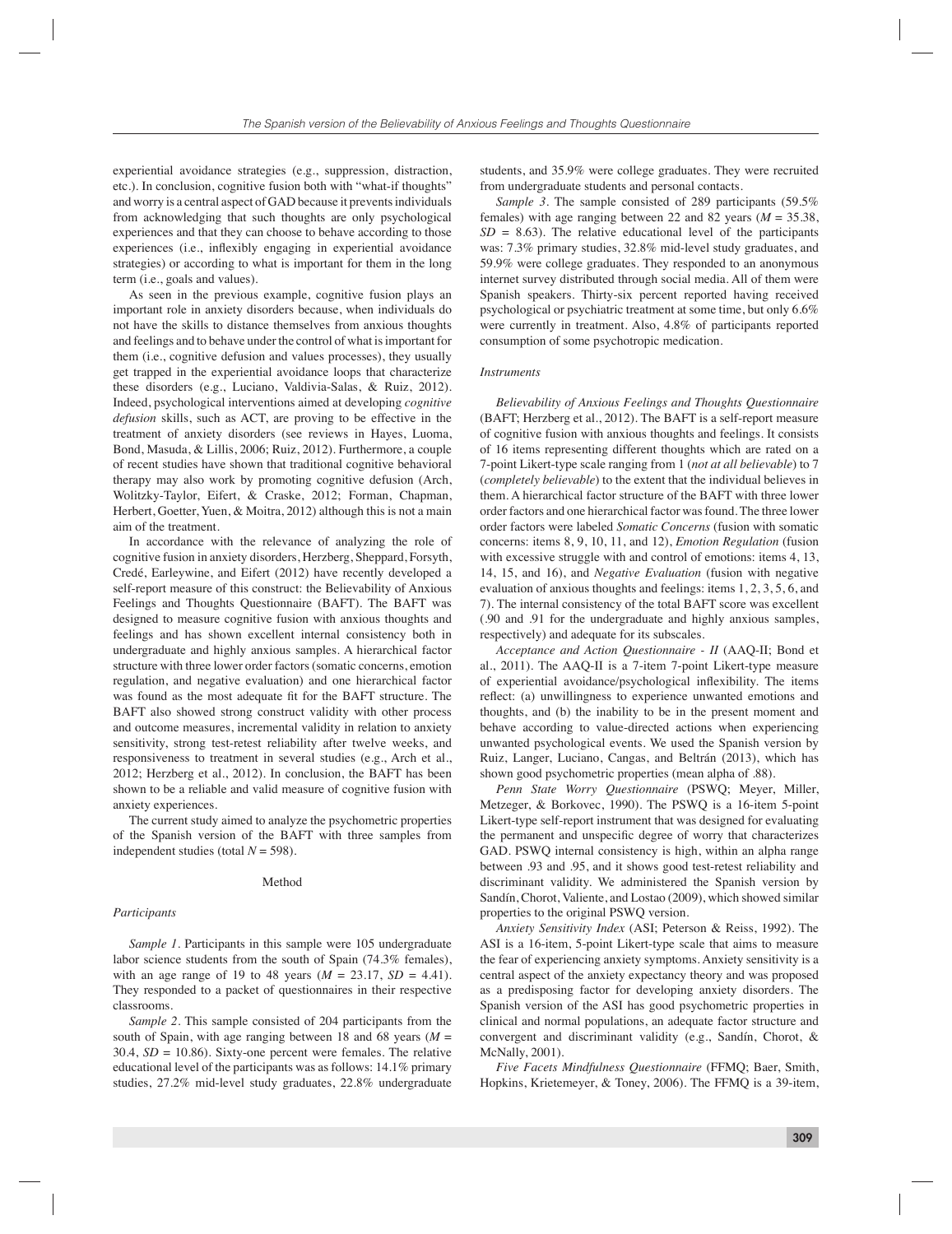experiential avoidance strategies (e.g., suppression, distraction, etc.). In conclusion, cognitive fusion both with "what-if thoughts" and worry is a central aspect of GAD because it prevents individuals from acknowledging that such thoughts are only psychological experiences and that they can choose to behave according to those experiences (i.e., inflexibly engaging in experiential avoidance strategies) or according to what is important for them in the long term (i.e., goals and values).

As seen in the previous example, cognitive fusion plays an important role in anxiety disorders because, when individuals do not have the skills to distance themselves from anxious thoughts and feelings and to behave under the control of what is important for them (i.e., cognitive defusion and values processes), they usually get trapped in the experiential avoidance loops that characterize these disorders (e.g., Luciano, Valdivia-Salas, & Ruiz, 2012). Indeed, psychological interventions aimed at developing *cognitive defusion* skills, such as ACT, are proving to be effective in the treatment of anxiety disorders (see reviews in Hayes, Luoma, Bond, Masuda, & Lillis, 2006; Ruiz, 2012). Furthermore, a couple of recent studies have shown that traditional cognitive behavioral therapy may also work by promoting cognitive defusion (Arch, Wolitzky-Taylor, Eifert, & Craske, 2012; Forman, Chapman, Herbert, Goetter, Yuen, & Moitra, 2012) although this is not a main aim of the treatment.

In accordance with the relevance of analyzing the role of cognitive fusion in anxiety disorders, Herzberg, Sheppard, Forsyth, Credé, Earleywine, and Eifert (2012) have recently developed a self-report measure of this construct: the Believability of Anxious Feelings and Thoughts Questionnaire (BAFT). The BAFT was designed to measure cognitive fusion with anxious thoughts and feelings and has shown excellent internal consistency both in undergraduate and highly anxious samples. A hierarchical factor structure with three lower order factors (somatic concerns, emotion regulation, and negative evaluation) and one hierarchical factor was found as the most adequate fit for the BAFT structure. The BAFT also showed strong construct validity with other process and outcome measures, incremental validity in relation to anxiety sensitivity, strong test-retest reliability after twelve weeks, and responsiveness to treatment in several studies (e.g., Arch et al., 2012; Herzberg et al., 2012). In conclusion, the BAFT has been shown to be a reliable and valid measure of cognitive fusion with anxiety experiences.

The current study aimed to analyze the psychometric properties of the Spanish version of the BAFT with three samples from independent studies (total $N$ = 598).

## Method

### *Participants*

*Sample 1*. Participants in this sample were 105 undergraduate labor science students from the south of Spain (74.3% females), with an age range of 19 to 48 years ($M$ = 23.17, $SD$ = 4.41). They responded to a packet of questionnaires in their respective classrooms.

*Sample 2*. This sample consisted of 204 participants from the south of Spain, with age ranging between 18 and 68 years ($M$ = 30.4, $SD$ = 10.86). Sixty-one percent were females. The relative educational level of the participants was as follows: 14.1% primary studies, 27.2% mid-level study graduates, 22.8% undergraduate students, and 35.9% were college graduates. They were recruited from undergraduate students and personal contacts.

*Sample 3*. The sample consisted of 289 participants (59.5% females) with age ranging between 22 and 82 years ($M$ = 35.38, $SD$ = 8.63). The relative educational level of the participants was: 7.3% primary studies, 32.8% mid-level study graduates, and 59.9% were college graduates. They responded to an anonymous internet survey distributed through social media. All of them were Spanish speakers. Thirty-six percent reported having received psychological or psychiatric treatment at some time, but only 6.6% were currently in treatment. Also, 4.8% of participants reported consumption of some psychotropic medication.

### *Instruments*

*Believability of Anxious Feelings and Thoughts Questionnaire* (BAFT; Herzberg et al., 2012). The BAFT is a self-report measure of cognitive fusion with anxious thoughts and feelings. It consists of 16 items representing different thoughts which are rated on a 7-point Likert-type scale ranging from 1 (*not at all believable*) to 7 (*completely believable*) to the extent that the individual believes in them. A hierarchical factor structure of the BAFT with three lower order factors and one hierarchical factor was found. The three lower order factors were labeled *Somatic Concerns* (fusion with somatic concerns: items 8, 9, 10, 11, and 12), *Emotion Regulation* (fusion with excessive struggle with and control of emotions: items 4, 13, 14, 15, and 16), and *Negative Evaluation* (fusion with negative evaluation of anxious thoughts and feelings: items 1, 2, 3, 5, 6, and 7). The internal consistency of the total BAFT score was excellent (.90 and .91 for the undergraduate and highly anxious samples, respectively) and adequate for its subscales.

*Acceptance and Action Questionnaire - II* (AAQ-II; Bond et al., 2011). The AAQ-II is a 7-item 7-point Likert-type measure of experiential avoidance/psychological inflexibility. The items reflect: (a) unwillingness to experience unwanted emotions and thoughts, and (b) the inability to be in the present moment and behave according to value-directed actions when experiencing unwanted psychological events. We used the Spanish version by Ruiz, Langer, Luciano, Cangas, and Beltrán (2013), which has shown good psychometric properties (mean alpha of .88).

*Penn State Worry Questionnaire* (PSWQ; Meyer, Miller, Metzeger, & Borkovec, 1990). The PSWQ is a 16-item 5-point Likert-type self-report instrument that was designed for evaluating the permanent and unspecific degree of worry that characterizes GAD. PSWQ internal consistency is high, within an alpha range between .93 and .95, and it shows good test-retest reliability and discriminant validity. We administered the Spanish version by Sandín, Chorot, Valiente, and Lostao (2009), which showed similar properties to the original PSWQ version.

*Anxiety Sensitivity Index* (ASI; Peterson & Reiss, 1992). The ASI is a 16-item, 5-point Likert-type scale that aims to measure the fear of experiencing anxiety symptoms. Anxiety sensitivity is a central aspect of the anxiety expectancy theory and was proposed as a predisposing factor for developing anxiety disorders. The Spanish version of the ASI has good psychometric properties in clinical and normal populations, an adequate factor structure and convergent and discriminant validity (e.g., Sandín, Chorot, & McNally, 2001).

*Five Facets Mindfulness Questionnaire* (FFMQ; Baer, Smith, Hopkins, Krietemeyer, & Toney, 2006). The FFMQ is a 39-item,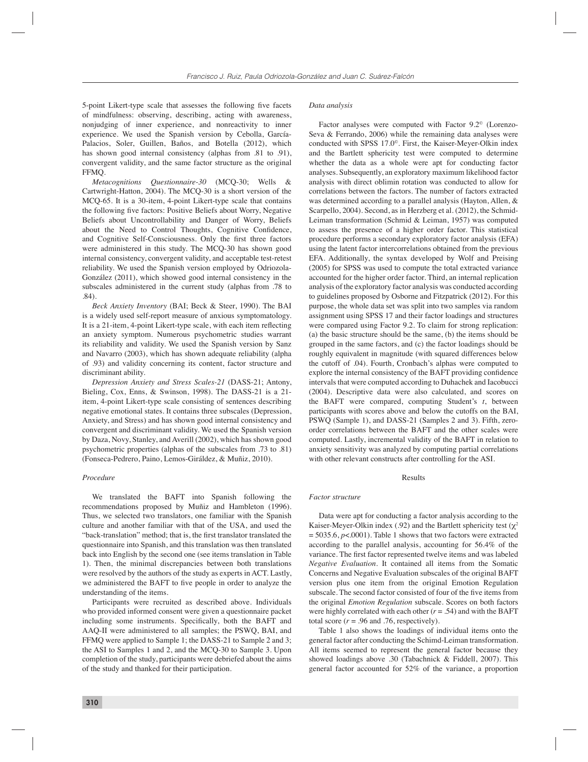5-point Likert-type scale that assesses the following five facets of mindfulness: observing, describing, acting with awareness, nonjudging of inner experience, and nonreactivity to inner experience. We used the Spanish version by Cebolla, García-Palacios, Soler, Guillen, Baños, and Botella (2012), which has shown good internal consistency (alphas from .81 to .91), convergent validity, and the same factor structure as the original FFMQ.

*Metacognitions Questionnaire-30* (MCQ-30; Wells & Cartwright-Hatton, 2004). The MCQ-30 is a short version of the MCQ-65. It is a 30-item, 4-point Likert-type scale that contains the following five factors: Positive Beliefs about Worry, Negative Beliefs about Uncontrollability and Danger of Worry, Beliefs about the Need to Control Thoughts, Cognitive Confidence, and Cognitive Self-Consciousness. Only the first three factors were administered in this study. The MCQ-30 has shown good internal consistency, convergent validity, and acceptable test-retest reliability. We used the Spanish version employed by Odriozola-González (2011), which showed good internal consistency in the subscales administered in the current study (alphas from .78 to .84).

*Beck Anxiety Inventory* (BAI; Beck & Steer, 1990). The BAI is a widely used self-report measure of anxious symptomatology. It is a 21-item, 4-point Likert-type scale, with each item reflecting an anxiety symptom. Numerous psychometric studies warrant its reliability and validity. We used the Spanish version by Sanz and Navarro (2003), which has shown adequate reliability (alpha of .93) and validity concerning its content, factor structure and discriminant ability.

*Depression Anxiety and Stress Scales-21* (DASS-21; Antony, Bieling, Cox, Enns, & Swinson, 1998). The DASS-21 is a 21-item, 4-point Likert-type scale consisting of sentences describing negative emotional states. It contains three subscales (Depression, Anxiety, and Stress) and has shown good internal consistency and convergent and discriminant validity. We used the Spanish version by Daza, Novy, Stanley, and Averill (2002), which has shown good psychometric properties (alphas of the subscales from .73 to .81) (Fonseca-Pedrero, Paino, Lemos-Giráldez, & Muñiz, 2010).

### *Procedure*

We translated the BAFT into Spanish following the recommendations proposed by Muñiz and Hambleton (1996). Thus, we selected two translators, one familiar with the Spanish culture and another familiar with that of the USA, and used the "back-translation" method; that is, the first translator translated the questionnaire into Spanish, and this translation was then translated back into English by the second one (see items translation in Table 1). Then, the minimal discrepancies between both translations were resolved by the authors of the study as experts in ACT. Lastly, we administered the BAFT to five people in order to analyze the understanding of the items.

Participants were recruited as described above. Individuals who provided informed consent were given a questionnaire packet including some instruments. Specifically, both the BAFT and AAQ-II were administered to all samples; the PSWQ, BAI, and FFMQ were applied to Sample 1; the DASS-21 to Sample 2 and 3; the ASI to Samples 1 and 2, and the MCQ-30 to Sample 3. Upon completion of the study, participants were debriefed about the aims of the study and thanked for their participation.

### *Data analysis*

Factor analyses were computed with Factor 9.2© (Lorenzo-Seva & Ferrando, 2006) while the remaining data analyses were conducted with SPSS 17.0©. First, the Kaiser-Meyer-Olkin index and the Bartlett sphericity test were computed to determine whether the data as a whole were apt for conducting factor analyses. Subsequently, an exploratory maximum likelihood factor analysis with direct oblimin rotation was conducted to allow for correlations between the factors. The number of factors extracted was determined according to a parallel analysis (Hayton, Allen, & Scarpello, 2004). Second, as in Herzberg et al. (2012), the Schmid-Leiman transformation (Schmid & Leiman, 1957) was computed to assess the presence of a higher order factor. This statistical procedure performs a secondary exploratory factor analysis (EFA) using the latent factor intercorrelations obtained from the previous EFA. Additionally, the syntax developed by Wolf and Preising (2005) for SPSS was used to compute the total extracted variance accounted for the higher order factor. Third, an internal replication analysis of the exploratory factor analysis was conducted according to guidelines proposed by Osborne and Fitzpatrick (2012). For this purpose, the whole data set was split into two samples via random assignment using SPSS 17 and their factor loadings and structures were compared using Factor 9.2. To claim for strong replication: (a) the basic structure should be the same, (b) the items should be grouped in the same factors, and (c) the factor loadings should be roughly equivalent in magnitude (with squared differences below the cutoff of .04). Fourth, Cronbach's alphas were computed to explore the internal consistency of the BAFT providing confidence intervals that were computed according to Duhachek and Iacobucci (2004). Descriptive data were also calculated, and scores on the BAFT were compared, computing Student's *t*, between participants with scores above and below the cutoffs on the BAI, PSWQ (Sample 1), and DASS-21 (Samples 2 and 3). Fifth, zero-order correlations between the BAFT and the other scales were computed. Lastly, incremental validity of the BAFT in relation to anxiety sensitivity was analyzed by computing partial correlations with other relevant constructs after controlling for the ASI.

## Results

### *Factor structure*

Data were apt for conducting a factor analysis according to the Kaiser-Meyer-Olkin index (.92) and the Bartlett sphericity test ($\chi^2 = 5035.6$, $p<.0001$). Table 1 shows that two factors were extracted according to the parallel analysis, accounting for 56.4% of the variance. The first factor represented twelve items and was labeled *Negative Evaluation*. It contained all items from the Somatic Concerns and Negative Evaluation subscales of the original BAFT version plus one item from the original Emotion Regulation subscale. The second factor consisted of four of the five items from the original *Emotion Regulation* subscale. Scores on both factors were highly correlated with each other ($r = .54$) and with the BAFT total score ($r = .96$ and $.76$, respectively).

Table 1 also shows the loadings of individual items onto the general factor after conducting the Schimd-Leiman transformation. All items seemed to represent the general factor because they showed loadings above .30 (Tabachnick & Fiddell, 2007). This general factor accounted for 52% of the variance, a proportion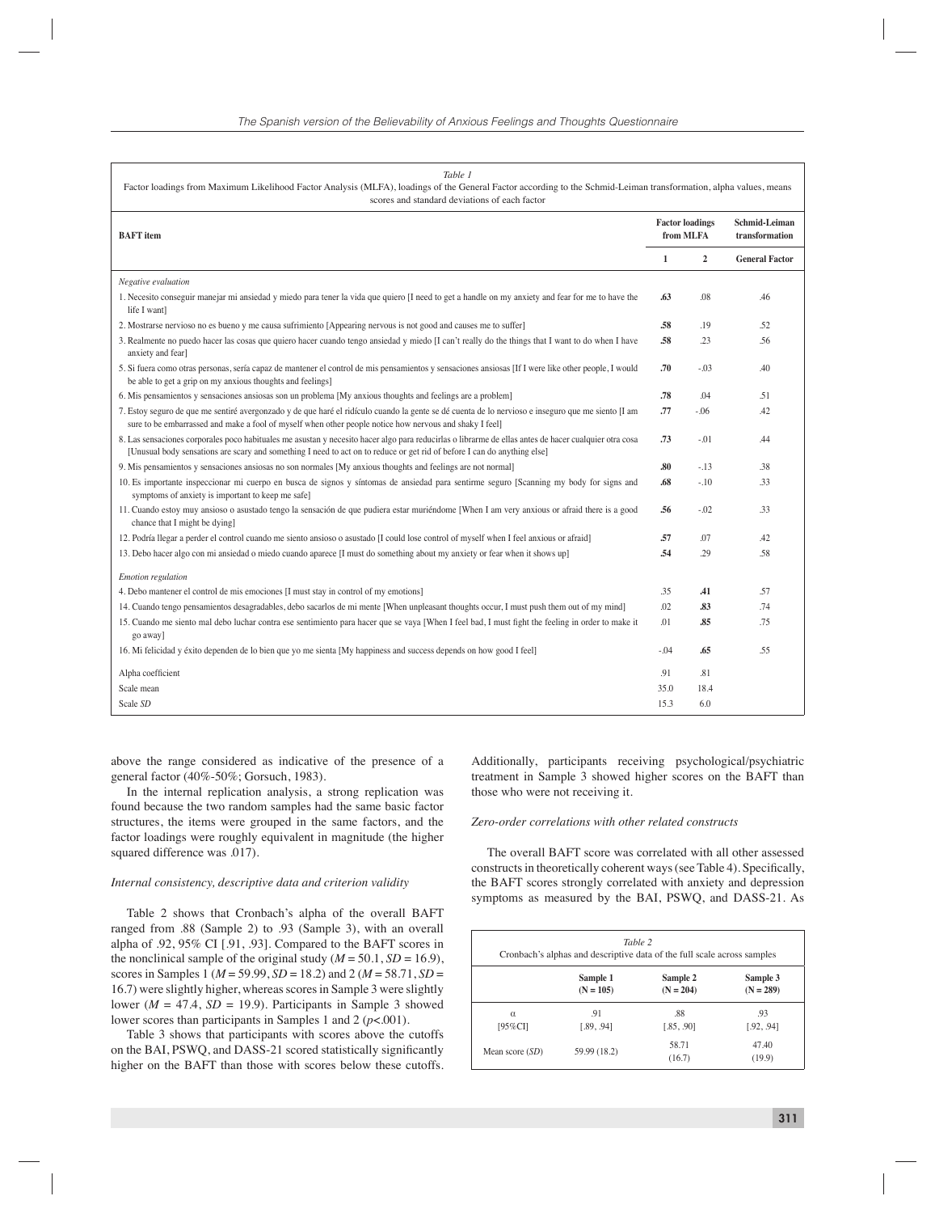*Table 1*
Factor loadings from Maximum Likelihood Factor Analysis (MLFA), loadings of the General Factor according to the Schmid-Leiman transformation, alpha values, means scores and standard deviations of each factor

| BAFT item | Factor loadings from MLFA | | Schmid-Leiman transformation |
|---|---|---|---|
| | **1** | **2** | **General Factor** |
| *Negative evaluation* | | | |
| 1. Necesito conseguir manejar mi ansiedad y miedo para tener la vida que quiero [I need to get a handle on my anxiety and fear for me to have the life I want] | **.63** | .08 | .46 |
| 2. Mostrarse nervioso no es bueno y me causa sufrimiento [Appearing nervous is not good and causes me to suffer] | **.58** | .19 | .52 |
| 3. Realmente no puedo hacer las cosas que quiero hacer cuando tengo ansiedad y miedo [I can't really do the things that I want to do when I have anxiety and fear] | **.58** | .23 | .56 |
| 5. Si fuera como otras personas, sería capaz de mantener el control de mis pensamientos y sensaciones ansiosas [If I were like other people, I would be able to get a grip on my anxious thoughts and feelings] | **.70** | -.03 | .40 |
| 6. Mis pensamientos y sensaciones ansiosas son un problema [My anxious thoughts and feelings are a problem] | **.78** | .04 | .51 |
| 7. Estoy seguro de que me sentiré avergonzado y de que haré el ridículo cuando la gente se dé cuenta de lo nervioso e inseguro que me siento [I am sure to be embarrassed and make a fool of myself when other people notice how nervous and shaky I feel] | **.77** | -.06 | .42 |
| 8. Las sensaciones corporales poco habituales me asustan y necesito hacer algo para reducirlas o librarme de ellas antes de hacer cualquier otra cosa [Unusual body sensations are scary and something I need to act on to reduce or get rid of before I can do anything else] | **.73** | -.01 | .44 |
| 9. Mis pensamientos y sensaciones ansiosas no son normales [My anxious thoughts and feelings are not normal] | **.80** | -.13 | .38 |
| 10. Es importante inspeccionar mi cuerpo en busca de signos y síntomas de ansiedad para sentirme seguro [Scanning my body for signs and symptoms of anxiety is important to keep me safe] | **.68** | -.10 | .33 |
| 11. Cuando estoy muy ansioso o asustado tengo la sensación de que pudiera estar muriéndome [When I am very anxious or afraid there is a good chance that I might be dying] | **.56** | -.02 | .33 |
| 12. Podría llegar a perder el control cuando me siento ansioso o asustado [I could lose control of myself when I feel anxious or afraid] | **.57** | .07 | .42 |
| 13. Debo hacer algo con mi ansiedad o miedo cuando aparece [I must do something about my anxiety or fear when it shows up] | **.54** | .29 | .58 |
| *Emotion regulation* | | | |
| 4. Debo mantener el control de mis emociones [I must stay in control of my emotions] | .35 | **.41** | .57 |
| 14. Cuando tengo pensamientos desagradables, debo sacarlos de mi mente [When unpleasant thoughts occur, I must push them out of my mind] | .02 | **.83** | .74 |
| 15. Cuando me siento mal debo luchar contra ese sentimiento para hacer que se vaya [When I feel bad, I must fight the feeling in order to make it go away] | .01 | **.85** | .75 |
| 16. Mi felicidad y éxito dependen de lo bien que yo me sienta [My happiness and success depends on how good I feel] | -.04 | **.65** | .55 |
| Alpha coefficient | .91 | .81 | |
| Scale mean | 35.0 | 18.4 | |
| Scale *SD* | 15.3 | 6.0 | |

above the range considered as indicative of the presence of a general factor (40%-50%; Gorsuch, 1983).

In the internal replication analysis, a strong replication was found because the two random samples had the same basic factor structures, the items were grouped in the same factors, and the factor loadings were roughly equivalent in magnitude (the higher squared difference was .017).

### *Internal consistency, descriptive data and criterion validity*

Table 2 shows that Cronbach's alpha of the overall BAFT ranged from .88 (Sample 2) to .93 (Sample 3), with an overall alpha of .92, 95% CI [.91, .93]. Compared to the BAFT scores in the nonclinical sample of the original study ($M$ = 50.1, $SD$ = 16.9), scores in Samples 1 ($M$ = 59.99, $SD$ = 18.2) and 2 ($M$ = 58.71, $SD$ = 16.7) were slightly higher, whereas scores in Sample 3 were slightly lower ($M$ = 47.4, $SD$ = 19.9). Participants in Sample 3 showed lower scores than participants in Samples 1 and 2 ($p$<.001).

Table 3 shows that participants with scores above the cutoffs on the BAI, PSWQ, and DASS-21 scored statistically significantly higher on the BAFT than those with scores below these cutoffs. Additionally, participants receiving psychological/psychiatric treatment in Sample 3 showed higher scores on the BAFT than those who were not receiving it.

### *Zero-order correlations with other related constructs*

The overall BAFT score was correlated with all other assessed constructs in theoretically coherent ways (see Table 4). Specifically, the BAFT scores strongly correlated with anxiety and depression symptoms as measured by the BAI, PSWQ, and DASS-21. As

*Table 2*
Cronbach's alphas and descriptive data of the full scale across samples

| | Sample 1 (N = 105) | Sample 2 (N = 204) | Sample 3 (N = 289) |
|---|---|---|---|
| α [95%CI] | .91 [.89, .94] | .88 [.85, .90] | .93 [.92, .94] |
| Mean score (*SD*) | 59.99 (18.2) | 58.71 (16.7) | 47.40 (19.9) |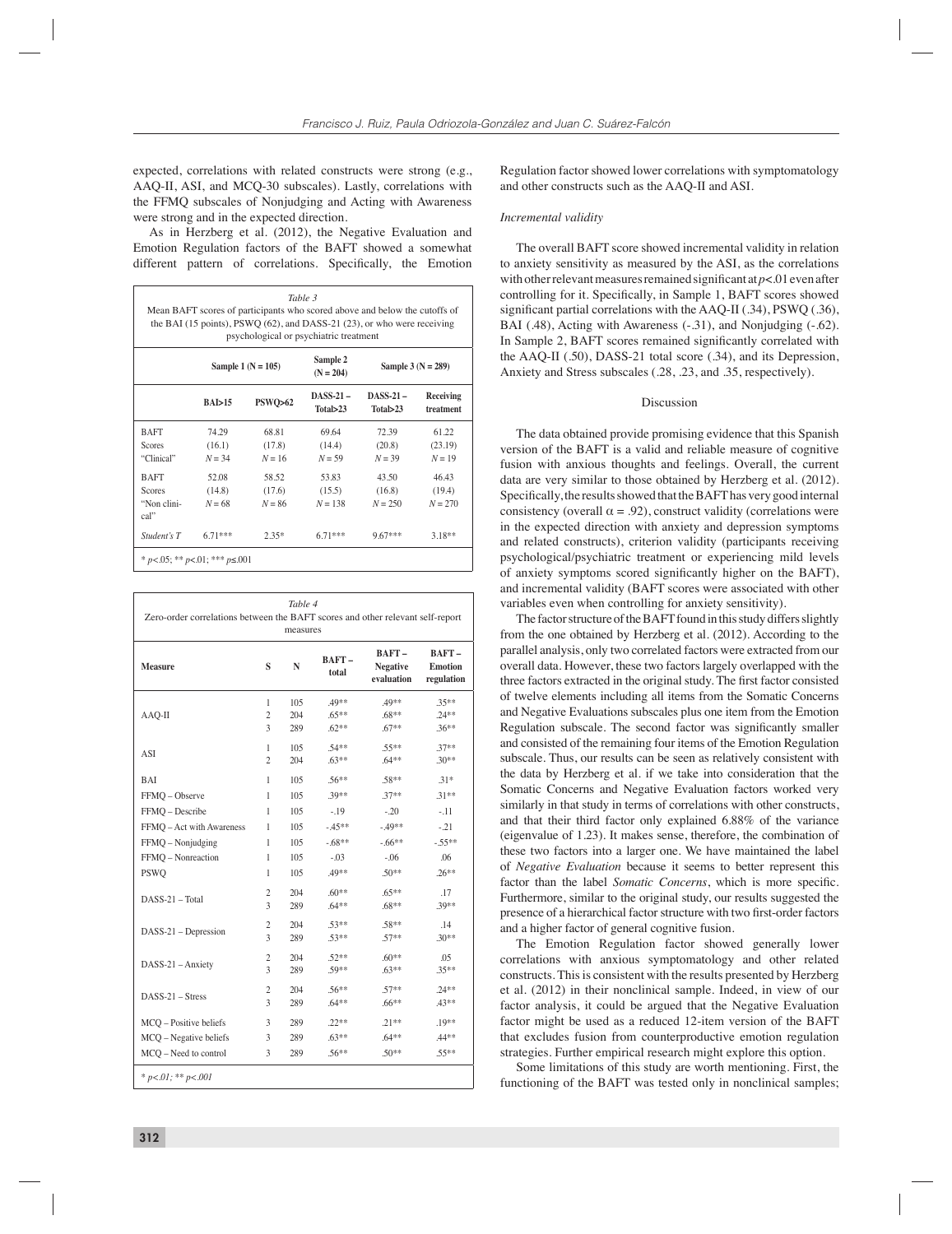expected, correlations with related constructs were strong (e.g., AAQ-II, ASI, and MCQ-30 subscales). Lastly, correlations with the FFMQ subscales of Nonjudging and Acting with Awareness were strong and in the expected direction.

As in Herzberg et al. (2012), the Negative Evaluation and Emotion Regulation factors of the BAFT showed a somewhat different pattern of correlations. Specifically, the Emotion Regulation factor showed lower correlations with symptomatology and other constructs such as the AAQ-II and ASI.

*Table 3*
Mean BAFT scores of participants who scored above and below the cutoffs of the BAI (15 points), PSWQ (62), and DASS-21 (23), or who were receiving psychological or psychiatric treatment

| | Sample 1 (N = 105) | | Sample 2 (N = 204) | Sample 3 (N = 289) | |
|---|---|---|---|---|---|
| | BAI>15 | PSWQ>62 | DASS-21 – Total>23 | DASS-21 – Total>23 | Receiving treatment |
| BAFT Scores "Clinical" | 74.29 (16.1) $N = 34$ | 68.81 (17.8) $N = 16$ | 69.64 (14.4) $N = 59$ | 72.39 (20.8) $N = 39$ | 61.22 (23.19) $N = 19$ |
| BAFT Scores "Non clinical" | 52.08 (14.8) $N = 68$ | 58.52 (17.6) $N = 86$ | 53.83 (15.5) $N = 138$ | 43.50 (16.8) $N = 250$ | 46.43 (19.4) $N = 270$ |
| *Student's T* | 6.71*** | 2.35* | 6.71*** | 9.67*** | 3.18** |

* $p<.05$; ** $p<.01$; *** $p\leq.001$

*Table 4*
Zero-order correlations between the BAFT scores and other relevant self-report measures

| Measure | S | N | BAFT – total | BAFT – Negative evaluation | BAFT – Emotion regulation |
|---|---|---|---|---|---|
| AAQ-II | 1 | 105 | .49** | .49** | .35** |
| | 2 | 204 | .65** | .68** | .24** |
| | 3 | 289 | .62** | .67** | .36** |
| ASI | 1 | 105 | .54** | .55** | .37** |
| | 2 | 204 | .63** | .64** | .30** |
| BAI | 1 | 105 | .56** | .58** | .31* |
| FFMQ – Observe | 1 | 105 | .39** | .37** | .31** |
| FFMQ – Describe | 1 | 105 | -.19 | -.20 | -.11 |
| FFMQ – Act with Awareness | 1 | 105 | -.45** | -.49** | -.21 |
| FFMQ – Nonjudging | 1 | 105 | -.68** | -.66** | -.55** |
| FFMQ – Nonreaction | 1 | 105 | -.03 | -.06 | .06 |
| PSWQ | 1 | 105 | .49** | .50** | .26** |
| DASS-21 – Total | 2 | 204 | .60** | .65** | .17 |
| | 3 | 289 | .64** | .68** | .39** |
| DASS-21 – Depression | 2 | 204 | .53** | .58** | .14 |
| | 3 | 289 | .53** | .57** | .30** |
| DASS-21 – Anxiety | 2 | 204 | .52** | .60** | .05 |
| | 3 | 289 | .59** | .63** | .35** |
| DASS-21 – Stress | 2 | 204 | .56** | .57** | .24** |
| | 3 | 289 | .64** | .66** | .43** |
| MCQ – Positive beliefs | 3 | 289 | .22** | .21** | .19** |
| MCQ – Negative beliefs | 3 | 289 | .63** | .64** | .44** |
| MCQ – Need to control | 3 | 289 | .56** | .50** | .55** |

* $p<.01$; ** $p<.001$

*Incremental validity*

The overall BAFT score showed incremental validity in relation to anxiety sensitivity as measured by the ASI, as the correlations with other relevant measures remained significant at $p<.01$ even after controlling for it. Specifically, in Sample 1, BAFT scores showed significant partial correlations with the AAQ-II (.34), PSWQ (.36), BAI (.48), Acting with Awareness (-.31), and Nonjudging (-.62). In Sample 2, BAFT scores remained significantly correlated with the AAQ-II (.50), DASS-21 total score (.34), and its Depression, Anxiety and Stress subscales (.28, .23, and .35, respectively).

## Discussion

The data obtained provide promising evidence that this Spanish version of the BAFT is a valid and reliable measure of cognitive fusion with anxious thoughts and feelings. Overall, the current data are very similar to those obtained by Herzberg et al. (2012). Specifically, the results showed that the BAFT has very good internal consistency (overall $\alpha = .92$), construct validity (correlations were in the expected direction with anxiety and depression symptoms and related constructs), criterion validity (participants receiving psychological/psychiatric treatment or experiencing mild levels of anxiety symptoms scored significantly higher on the BAFT), and incremental validity (BAFT scores were associated with other variables even when controlling for anxiety sensitivity).

The factor structure of the BAFT found in this study differs slightly from the one obtained by Herzberg et al. (2012). According to the parallel analysis, only two correlated factors were extracted from our overall data. However, these two factors largely overlapped with the three factors extracted in the original study. The first factor consisted of twelve elements including all items from the Somatic Concerns and Negative Evaluations subscales plus one item from the Emotion Regulation subscale. The second factor was significantly smaller and consisted of the remaining four items of the Emotion Regulation subscale. Thus, our results can be seen as relatively consistent with the data by Herzberg et al. if we take into consideration that the Somatic Concerns and Negative Evaluation factors worked very similarly in that study in terms of correlations with other constructs, and that their third factor only explained 6.88% of the variance (eigenvalue of 1.23). It makes sense, therefore, the combination of these two factors into a larger one. We have maintained the label of *Negative Evaluation* because it seems to better represent this factor than the label *Somatic Concerns*, which is more specific. Furthermore, similar to the original study, our results suggested the presence of a hierarchical factor structure with two first-order factors and a higher factor of general cognitive fusion.

The Emotion Regulation factor showed generally lower correlations with anxious symptomatology and other related constructs. This is consistent with the results presented by Herzberg et al. (2012) in their nonclinical sample. Indeed, in view of our factor analysis, it could be argued that the Negative Evaluation factor might be used as a reduced 12-item version of the BAFT that excludes fusion from counterproductive emotion regulation strategies. Further empirical research might explore this option.

Some limitations of this study are worth mentioning. First, the functioning of the BAFT was tested only in nonclinical samples;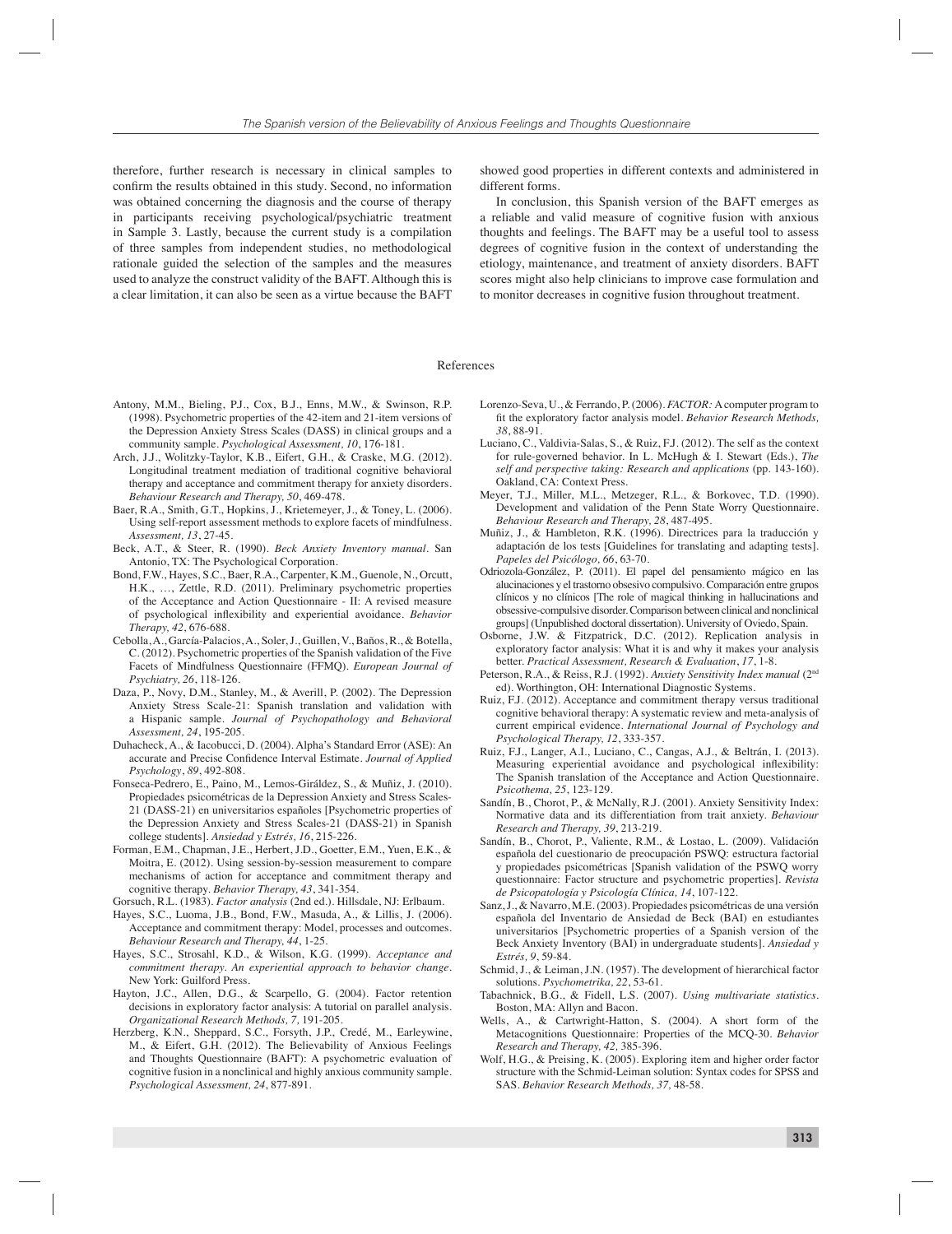therefore, further research is necessary in clinical samples to confirm the results obtained in this study. Second, no information was obtained concerning the diagnosis and the course of therapy in participants receiving psychological/psychiatric treatment in Sample 3. Lastly, because the current study is a compilation of three samples from independent studies, no methodological rationale guided the selection of the samples and the measures used to analyze the construct validity of the BAFT. Although this is a clear limitation, it can also be seen as a virtue because the BAFT showed good properties in different contexts and administered in different forms.

In conclusion, this Spanish version of the BAFT emerges as a reliable and valid measure of cognitive fusion with anxious thoughts and feelings. The BAFT may be a useful tool to assess degrees of cognitive fusion in the context of understanding the etiology, maintenance, and treatment of anxiety disorders. BAFT scores might also help clinicians to improve case formulation and to monitor decreases in cognitive fusion throughout treatment.

## References

Antony, M.M., Bieling, P.J., Cox, B.J., Enns, M.W., & Swinson, R.P. (1998). Psychometric properties of the 42-item and 21-item versions of the Depression Anxiety Stress Scales (DASS) in clinical groups and a community sample. *Psychological Assessment, 10*, 176-181.

Arch, J.J., Wolitzky-Taylor, K.B., Eifert, G.H., & Craske, M.G. (2012). Longitudinal treatment mediation of traditional cognitive behavioral therapy and acceptance and commitment therapy for anxiety disorders. *Behaviour Research and Therapy, 50*, 469-478.

Baer, R.A., Smith, G.T., Hopkins, J., Krietemeyer, J., & Toney, L. (2006). Using self-report assessment methods to explore facets of mindfulness. *Assessment, 13*, 27-45.

Beck, A.T., & Steer, R. (1990). *Beck Anxiety Inventory manual*. San Antonio, TX: The Psychological Corporation.

Bond, F.W., Hayes, S.C., Baer, R.A., Carpenter, K.M., Guenole, N., Orcutt, H.K., …, Zettle, R.D. (2011). Preliminary psychometric properties of the Acceptance and Action Questionnaire - II: A revised measure of psychological inflexibility and experiential avoidance. *Behavior Therapy, 42*, 676-688.

Cebolla, A., García-Palacios, A., Soler, J., Guillen, V., Baños, R., & Botella, C. (2012). Psychometric properties of the Spanish validation of the Five Facets of Mindfulness Questionnaire (FFMQ). *European Journal of Psychiatry, 26*, 118-126.

Daza, P., Novy, D.M., Stanley, M., & Averill, P. (2002). The Depression Anxiety Stress Scale-21: Spanish translation and validation with a Hispanic sample. *Journal of Psychopathology and Behavioral Assessment, 24*, 195-205.

Duhacheck, A., & Iacobucci, D. (2004). Alpha's Standard Error (ASE): An accurate and Precise Confidence Interval Estimate. *Journal of Applied Psychology*, *89*, 492-808.

Fonseca-Pedrero, E., Paino, M., Lemos-Giráldez, S., & Muñiz, J. (2010). Propiedades psicométricas de la Depression Anxiety and Stress Scales-21 (DASS-21) en universitarios españoles [Psychometric properties of the Depression Anxiety and Stress Scales-21 (DASS-21) in Spanish college students]. *Ansiedad y Estrés, 16*, 215-226.

Forman, E.M., Chapman, J.E., Herbert, J.D., Goetter, E.M., Yuen, E.K., & Moitra, E. (2012). Using session-by-session measurement to compare mechanisms of action for acceptance and commitment therapy and cognitive therapy. *Behavior Therapy, 43*, 341-354.

Gorsuch, R.L. (1983). *Factor analysis* (2nd ed.). Hillsdale, NJ: Erlbaum.

Hayes, S.C., Luoma, J.B., Bond, F.W., Masuda, A., & Lillis, J. (2006). Acceptance and commitment therapy: Model, processes and outcomes. *Behaviour Research and Therapy, 44*, 1-25.

Hayes, S.C., Strosahl, K.D., & Wilson, K.G. (1999). *Acceptance and commitment therapy. An experiential approach to behavior change*. New York: Guilford Press.

Hayton, J.C., Allen, D.G., & Scarpello, G. (2004). Factor retention decisions in exploratory factor analysis: A tutorial on parallel analysis. *Organizational Research Methods, 7*, 191-205.

Herzberg, K.N., Sheppard, S.C., Forsyth, J.P., Credé, M., Earleywine, M., & Eifert, G.H. (2012). The Believability of Anxious Feelings and Thoughts Questionnaire (BAFT): A psychometric evaluation of cognitive fusion in a nonclinical and highly anxious community sample. *Psychological Assessment, 24*, 877-891.

Lorenzo-Seva, U., & Ferrando, P. (2006). *FACTOR:* A computer program to fit the exploratory factor analysis model. *Behavior Research Methods, 38*, 88-91.

Luciano, C., Valdivia-Salas, S., & Ruiz, F.J. (2012). The self as the context for rule-governed behavior. In L. McHugh & I. Stewart (Eds.), *The self and perspective taking: Research and applications* (pp. 143-160). Oakland, CA: Context Press.

Meyer, T.J., Miller, M.L., Metzeger, R.L., & Borkovec, T.D. (1990). Development and validation of the Penn State Worry Questionnaire. *Behaviour Research and Therapy, 28*, 487-495.

Muñiz, J., & Hambleton, R.K. (1996). Directrices para la traducción y adaptación de los tests [Guidelines for translating and adapting tests]. *Papeles del Psicólogo, 66*, 63-70.

Odriozola-González, P. (2011). El papel del pensamiento mágico en las alucinaciones y el trastorno obsesivo compulsivo. Comparación entre grupos clínicos y no clínicos [The role of magical thinking in hallucinations and obsessive-compulsive disorder. Comparison between clinical and nonclinical groups] (Unpublished doctoral dissertation). University of Oviedo, Spain.

Osborne, J.W. & Fitzpatrick, D.C. (2012). Replication analysis in exploratory factor analysis: What it is and why it makes your analysis better. *Practical Assessment, Research & Evaluation*, *17*, 1-8.

Peterson, R.A., & Reiss, R.J. (1992). *Anxiety Sensitivity Index manual* (2nd ed). Worthington, OH: International Diagnostic Systems.

Ruiz, F.J. (2012). Acceptance and commitment therapy versus traditional cognitive behavioral therapy: A systematic review and meta-analysis of current empirical evidence. *International Journal of Psychology and Psychological Therapy, 12*, 333-357.

Ruiz, F.J., Langer, A.I., Luciano, C., Cangas, A.J., & Beltrán, I. (2013). Measuring experiential avoidance and psychological inflexibility: The Spanish translation of the Acceptance and Action Questionnaire. *Psicothema, 25*, 123-129.

Sandín, B., Chorot, P., & McNally, R.J. (2001). Anxiety Sensitivity Index: Normative data and its differentiation from trait anxiety. *Behaviour Research and Therapy, 39*, 213-219.

Sandín, B., Chorot, P., Valiente, R.M., & Lostao, L. (2009). Validación española del cuestionario de preocupación PSWQ: estructura factorial y propiedades psicométricas [Spanish validation of the PSWQ worry questionnaire: Factor structure and psychometric properties]. *Revista de Psicopatología y Psicología Clínica, 14*, 107-122.

Sanz, J., & Navarro, M.E. (2003). Propiedades psicométricas de una versión española del Inventario de Ansiedad de Beck (BAI) en estudiantes universitarios [Psychometric properties of a Spanish version of the Beck Anxiety Inventory (BAI) in undergraduate students]. *Ansiedad y Estrés, 9*, 59-84.

Schmid, J., & Leiman, J.N. (1957). The development of hierarchical factor solutions. *Psychometrika, 22*, 53-61.

Tabachnick, B.G., & Fidell, L.S. (2007). *Using multivariate statistics*. Boston, MA: Allyn and Bacon.

Wells, A., & Cartwright-Hatton, S. (2004). A short form of the Metacognitions Questionnaire: Properties of the MCQ-30. *Behavior Research and Therapy, 42,* 385-396.

Wolf, H.G., & Preising, K. (2005). Exploring item and higher order factor structure with the Schmid-Leiman solution: Syntax codes for SPSS and SAS. *Behavior Research Methods, 37,* 48-58.